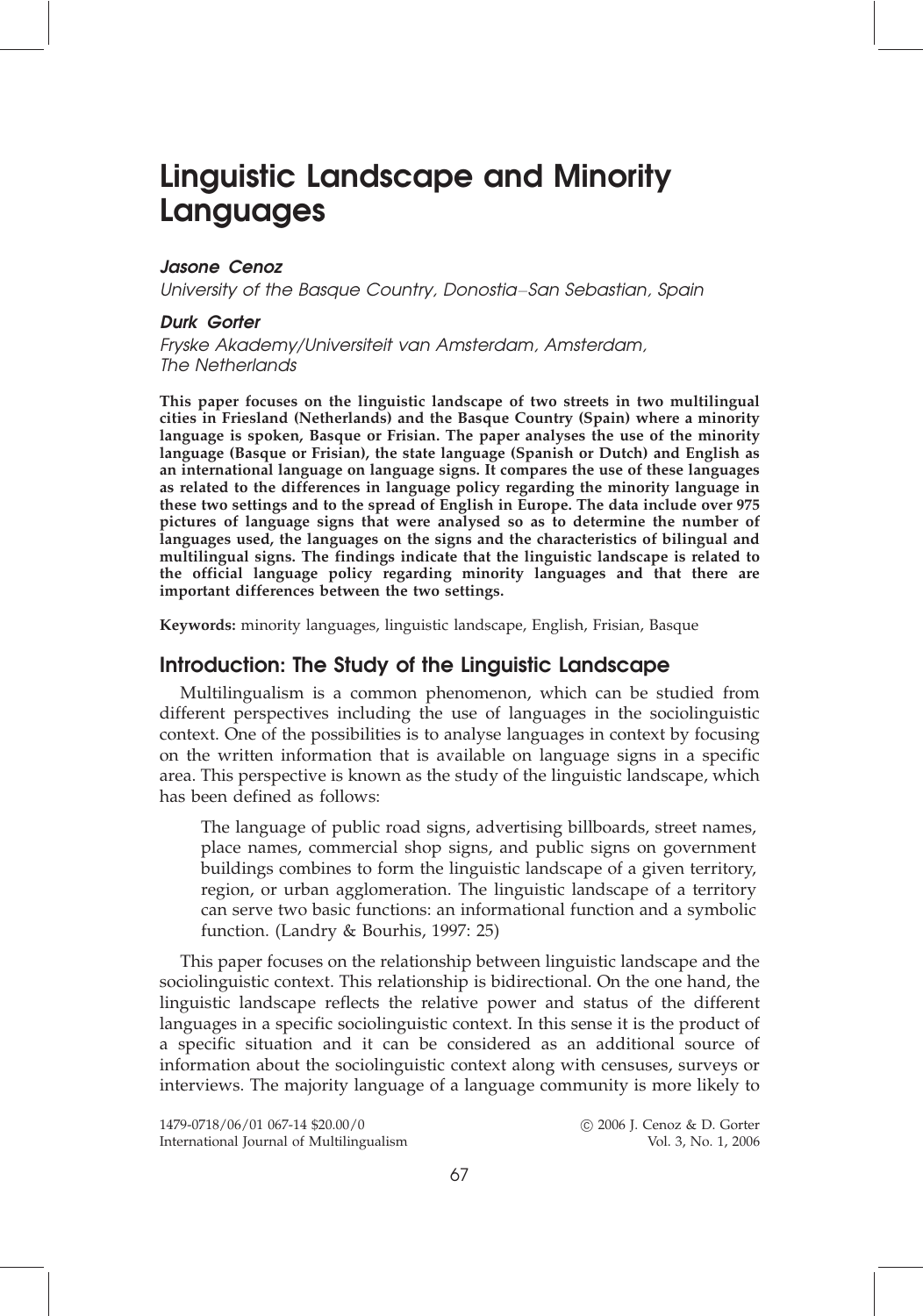# Linguistic Landscape and Minority Languages

***Jasone Cenoz***

*University of the Basque Country, Donostia–San Sebastian, Spain*

***Durk Gorter***

*Fryske Akademy/Universiteit van Amsterdam, Amsterdam, The Netherlands*

**This paper focuses on the linguistic landscape of two streets in two multilingual cities in Friesland (Netherlands) and the Basque Country (Spain) where a minority language is spoken, Basque or Frisian. The paper analyses the use of the minority language (Basque or Frisian), the state language (Spanish or Dutch) and English as an international language on language signs. It compares the use of these languages as related to the differences in language policy regarding the minority language in these two settings and to the spread of English in Europe. The data include over 975 pictures of language signs that were analysed so as to determine the number of languages used, the languages on the signs and the characteristics of bilingual and multilingual signs. The findings indicate that the linguistic landscape is related to the official language policy regarding minority languages and that there are important differences between the two settings.**

**Keywords:** minority languages, linguistic landscape, English, Frisian, Basque

## Introduction: The Study of the Linguistic Landscape

Multilingualism is a common phenomenon, which can be studied from different perspectives including the use of languages in the sociolinguistic context. One of the possibilities is to analyse languages in context by focusing on the written information that is available on language signs in a specific area. This perspective is known as the study of the linguistic landscape, which has been defined as follows:

> The language of public road signs, advertising billboards, street names, place names, commercial shop signs, and public signs on government buildings combines to form the linguistic landscape of a given territory, region, or urban agglomeration. The linguistic landscape of a territory can serve two basic functions: an informational function and a symbolic function. (Landry & Bourhis, 1997: 25)

This paper focuses on the relationship between linguistic landscape and the sociolinguistic context. This relationship is bidirectional. On the one hand, the linguistic landscape reflects the relative power and status of the different languages in a specific sociolinguistic context. In this sense it is the product of a specific situation and it can be considered as an additional source of information about the sociolinguistic context along with censuses, surveys or interviews. The majority language of a language community is more likely to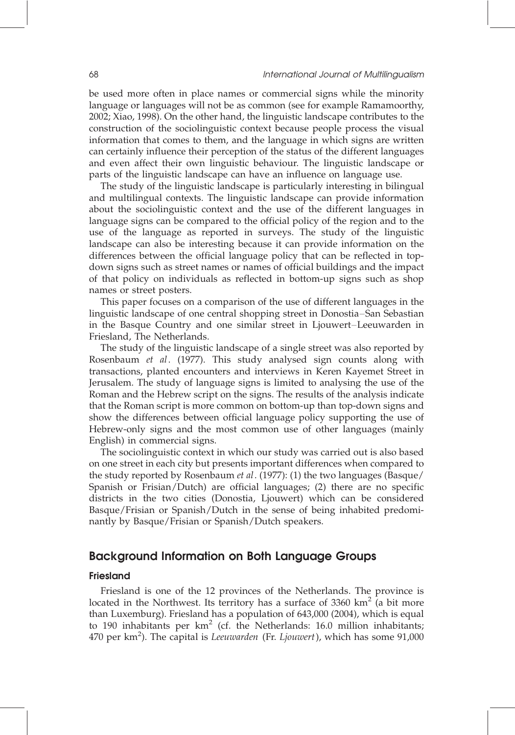be used more often in place names or commercial signs while the minority language or languages will not be as common (see for example Ramamoorthy, 2002; Xiao, 1998). On the other hand, the linguistic landscape contributes to the construction of the sociolinguistic context because people process the visual information that comes to them, and the language in which signs are written can certainly influence their perception of the status of the different languages and even affect their own linguistic behaviour. The linguistic landscape or parts of the linguistic landscape can have an influence on language use.

The study of the linguistic landscape is particularly interesting in bilingual and multilingual contexts. The linguistic landscape can provide information about the sociolinguistic context and the use of the different languages in language signs can be compared to the official policy of the region and to the use of the language as reported in surveys. The study of the linguistic landscape can also be interesting because it can provide information on the differences between the official language policy that can be reflected in top-down signs such as street names or names of official buildings and the impact of that policy on individuals as reflected in bottom-up signs such as shop names or street posters.

This paper focuses on a comparison of the use of different languages in the linguistic landscape of one central shopping street in Donostia–San Sebastian in the Basque Country and one similar street in Ljouwert–Leeuwarden in Friesland, The Netherlands.

The study of the linguistic landscape of a single street was also reported by Rosenbaum *et al*. (1977). This study analysed sign counts along with transactions, planted encounters and interviews in Keren Kayemet Street in Jerusalem. The study of language signs is limited to analysing the use of the Roman and the Hebrew script on the signs. The results of the analysis indicate that the Roman script is more common on bottom-up than top-down signs and show the differences between official language policy supporting the use of Hebrew-only signs and the most common use of other languages (mainly English) in commercial signs.

The sociolinguistic context in which our study was carried out is also based on one street in each city but presents important differences when compared to the study reported by Rosenbaum *et al*. (1977): (1) the two languages (Basque/Spanish or Frisian/Dutch) are official languages; (2) there are no specific districts in the two cities (Donostia, Ljouwert) which can be considered Basque/Frisian or Spanish/Dutch in the sense of being inhabited predominantly by Basque/Frisian or Spanish/Dutch speakers.

## Background Information on Both Language Groups

### Friesland

Friesland is one of the 12 provinces of the Netherlands. The province is located in the Northwest. Its territory has a surface of 3360 km$^2$ (a bit more than Luxemburg). Friesland has a population of 643,000 (2004), which is equal to 190 inhabitants per km$^2$ (cf. the Netherlands: 16.0 million inhabitants; 470 per km$^2$). The capital is *Leeuwarden* (Fr. *Ljouwert*), which has some 91,000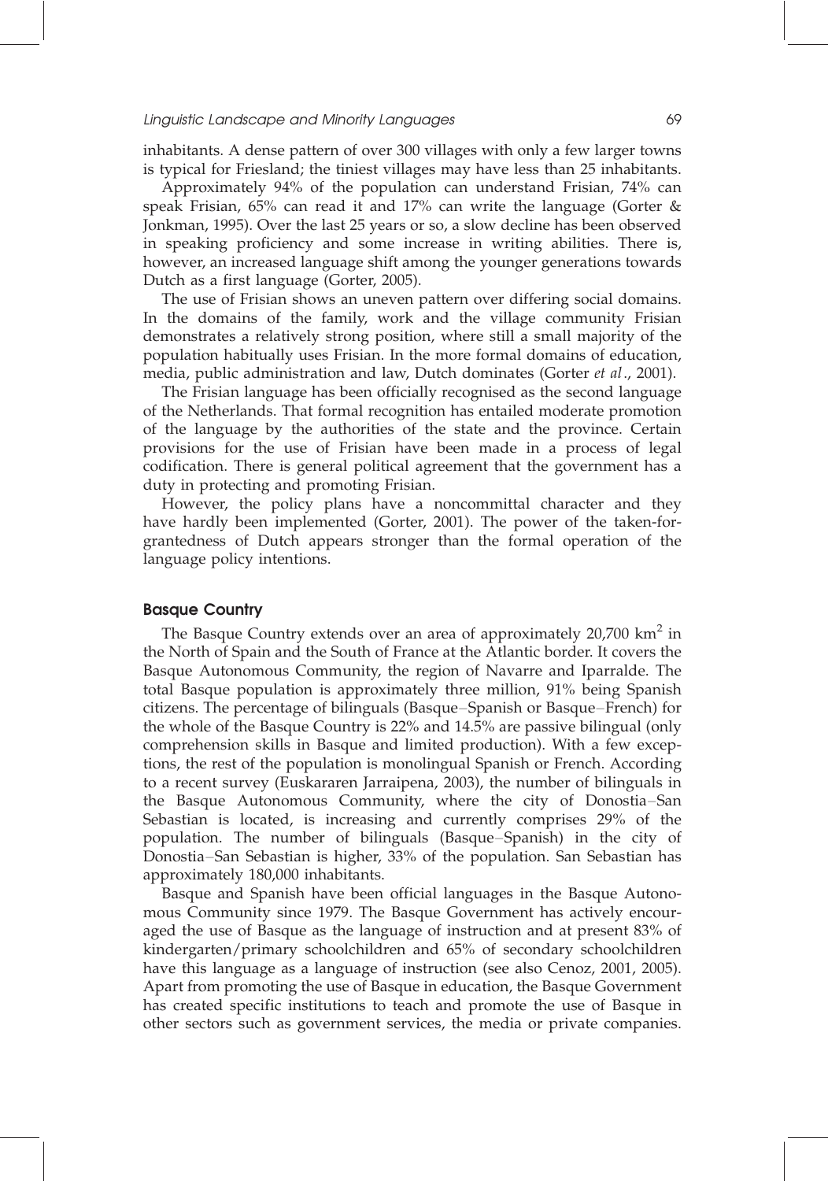inhabitants. A dense pattern of over 300 villages with only a few larger towns is typical for Friesland; the tiniest villages may have less than 25 inhabitants.

Approximately 94% of the population can understand Frisian, 74% can speak Frisian, 65% can read it and 17% can write the language (Gorter & Jonkman, 1995). Over the last 25 years or so, a slow decline has been observed in speaking proficiency and some increase in writing abilities. There is, however, an increased language shift among the younger generations towards Dutch as a first language (Gorter, 2005).

The use of Frisian shows an uneven pattern over differing social domains. In the domains of the family, work and the village community Frisian demonstrates a relatively strong position, where still a small majority of the population habitually uses Frisian. In the more formal domains of education, media, public administration and law, Dutch dominates (Gorter *et al*., 2001).

The Frisian language has been officially recognised as the second language of the Netherlands. That formal recognition has entailed moderate promotion of the language by the authorities of the state and the province. Certain provisions for the use of Frisian have been made in a process of legal codification. There is general political agreement that the government has a duty in protecting and promoting Frisian.

However, the policy plans have a noncommittal character and they have hardly been implemented (Gorter, 2001). The power of the taken-for-grantedness of Dutch appears stronger than the formal operation of the language policy intentions.

## Basque Country

The Basque Country extends over an area of approximately 20,700 km$^2$ in the North of Spain and the South of France at the Atlantic border. It covers the Basque Autonomous Community, the region of Navarre and Iparralde. The total Basque population is approximately three million, 91% being Spanish citizens. The percentage of bilinguals (Basque–Spanish or Basque–French) for the whole of the Basque Country is 22% and 14.5% are passive bilingual (only comprehension skills in Basque and limited production). With a few exceptions, the rest of the population is monolingual Spanish or French. According to a recent survey (Euskararen Jarraipena, 2003), the number of bilinguals in the Basque Autonomous Community, where the city of Donostia–San Sebastian is located, is increasing and currently comprises 29% of the population. The number of bilinguals (Basque–Spanish) in the city of Donostia–San Sebastian is higher, 33% of the population. San Sebastian has approximately 180,000 inhabitants.

Basque and Spanish have been official languages in the Basque Autonomous Community since 1979. The Basque Government has actively encouraged the use of Basque as the language of instruction and at present 83% of kindergarten/primary schoolchildren and 65% of secondary schoolchildren have this language as a language of instruction (see also Cenoz, 2001, 2005). Apart from promoting the use of Basque in education, the Basque Government has created specific institutions to teach and promote the use of Basque in other sectors such as government services, the media or private companies.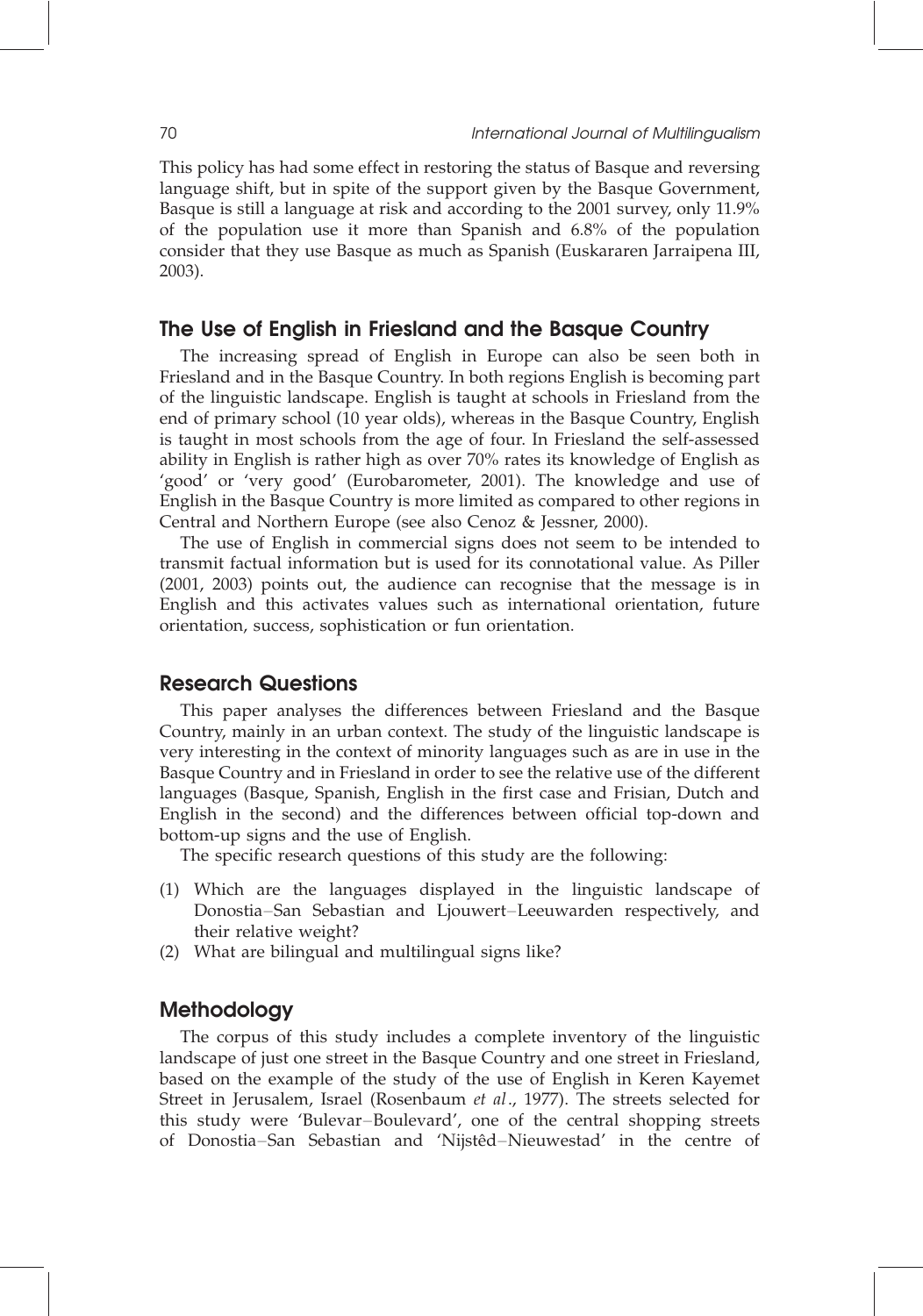This policy has had some effect in restoring the status of Basque and reversing language shift, but in spite of the support given by the Basque Government, Basque is still a language at risk and according to the 2001 survey, only 11.9% of the population use it more than Spanish and 6.8% of the population consider that they use Basque as much as Spanish (Euskararen Jarraipena III, 2003).

## The Use of English in Friesland and the Basque Country

The increasing spread of English in Europe can also be seen both in Friesland and in the Basque Country. In both regions English is becoming part of the linguistic landscape. English is taught at schools in Friesland from the end of primary school (10 year olds), whereas in the Basque Country, English is taught in most schools from the age of four. In Friesland the self-assessed ability in English is rather high as over 70% rates its knowledge of English as 'good' or 'very good' (Eurobarometer, 2001). The knowledge and use of English in the Basque Country is more limited as compared to other regions in Central and Northern Europe (see also Cenoz & Jessner, 2000).

The use of English in commercial signs does not seem to be intended to transmit factual information but is used for its connotational value. As Piller (2001, 2003) points out, the audience can recognise that the message is in English and this activates values such as international orientation, future orientation, success, sophistication or fun orientation.

## Research Questions

This paper analyses the differences between Friesland and the Basque Country, mainly in an urban context. The study of the linguistic landscape is very interesting in the context of minority languages such as are in use in the Basque Country and in Friesland in order to see the relative use of the different languages (Basque, Spanish, English in the first case and Frisian, Dutch and English in the second) and the differences between official top-down and bottom-up signs and the use of English.

The specific research questions of this study are the following:

(1) Which are the languages displayed in the linguistic landscape of Donostia–San Sebastian and Ljouwert–Leeuwarden respectively, and their relative weight?
(2) What are bilingual and multilingual signs like?

## Methodology

The corpus of this study includes a complete inventory of the linguistic landscape of just one street in the Basque Country and one street in Friesland, based on the example of the study of the use of English in Keren Kayemet Street in Jerusalem, Israel (Rosenbaum *et al*., 1977). The streets selected for this study were 'Bulevar–Boulevard', one of the central shopping streets of Donostia–San Sebastian and 'Nijstêd–Nieuwestad' in the centre of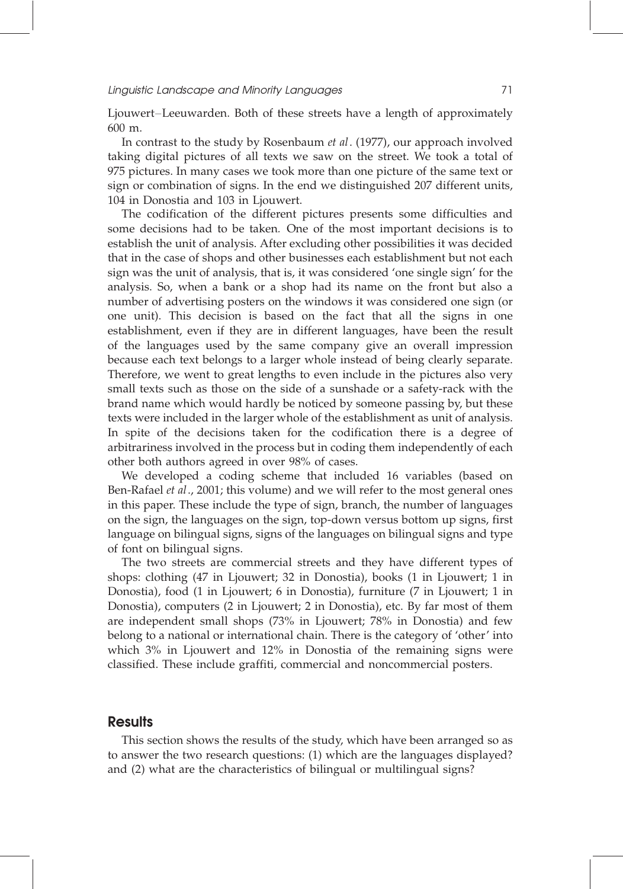Ljouwert–Leeuwarden. Both of these streets have a length of approximately 600 m.

In contrast to the study by Rosenbaum *et al*. (1977), our approach involved taking digital pictures of all texts we saw on the street. We took a total of 975 pictures. In many cases we took more than one picture of the same text or sign or combination of signs. In the end we distinguished 207 different units, 104 in Donostia and 103 in Ljouwert.

The codification of the different pictures presents some difficulties and some decisions had to be taken. One of the most important decisions is to establish the unit of analysis. After excluding other possibilities it was decided that in the case of shops and other businesses each establishment but not each sign was the unit of analysis, that is, it was considered 'one single sign' for the analysis. So, when a bank or a shop had its name on the front but also a number of advertising posters on the windows it was considered one sign (or one unit). This decision is based on the fact that all the signs in one establishment, even if they are in different languages, have been the result of the languages used by the same company give an overall impression because each text belongs to a larger whole instead of being clearly separate. Therefore, we went to great lengths to even include in the pictures also very small texts such as those on the side of a sunshade or a safety-rack with the brand name which would hardly be noticed by someone passing by, but these texts were included in the larger whole of the establishment as unit of analysis. In spite of the decisions taken for the codification there is a degree of arbitrariness involved in the process but in coding them independently of each other both authors agreed in over 98% of cases.

We developed a coding scheme that included 16 variables (based on Ben-Rafael *et al*., 2001; this volume) and we will refer to the most general ones in this paper. These include the type of sign, branch, the number of languages on the sign, the languages on the sign, top-down versus bottom up signs, first language on bilingual signs, signs of the languages on bilingual signs and type of font on bilingual signs.

The two streets are commercial streets and they have different types of shops: clothing (47 in Ljouwert; 32 in Donostia), books (1 in Ljouwert; 1 in Donostia), food (1 in Ljouwert; 6 in Donostia), furniture (7 in Ljouwert; 1 in Donostia), computers (2 in Ljouwert; 2 in Donostia), etc. By far most of them are independent small shops (73% in Ljouwert; 78% in Donostia) and few belong to a national or international chain. There is the category of 'other' into which 3% in Ljouwert and 12% in Donostia of the remaining signs were classified. These include graffiti, commercial and noncommercial posters.

## Results

This section shows the results of the study, which have been arranged so as to answer the two research questions: (1) which are the languages displayed? and (2) what are the characteristics of bilingual or multilingual signs?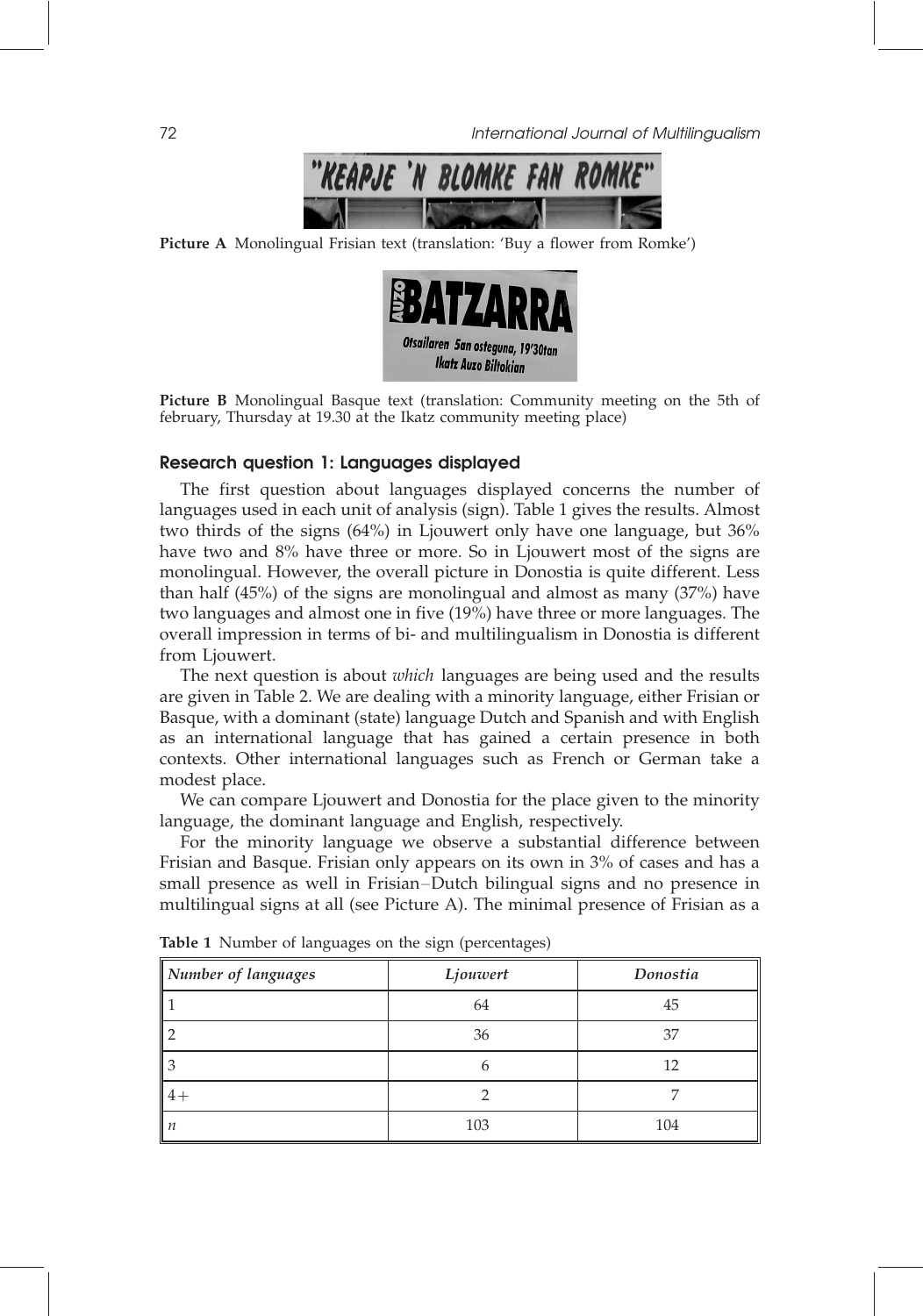Picture A Monolingual Frisian text (translation: 'Buy a flower from Romke')

Picture B Monolingual Basque text (translation: Community meeting on the 5th of february, Thursday at 19.30 at the Ikatz community meeting place)

## Research question 1: Languages displayed

The first question about languages displayed concerns the number of languages used in each unit of analysis (sign). Table 1 gives the results. Almost two thirds of the signs (64%) in Ljouwert only have one language, but 36% have two and 8% have three or more. So in Ljouwert most of the signs are monolingual. However, the overall picture in Donostia is quite different. Less than half (45%) of the signs are monolingual and almost as many (37%) have two languages and almost one in five (19%) have three or more languages. The overall impression in terms of bi- and multilingualism in Donostia is different from Ljouwert.

The next question is about *which* languages are being used and the results are given in Table 2. We are dealing with a minority language, either Frisian or Basque, with a dominant (state) language Dutch and Spanish and with English as an international language that has gained a certain presence in both contexts. Other international languages such as French or German take a modest place.

We can compare Ljouwert and Donostia for the place given to the minority language, the dominant language and English, respectively.

For the minority language we observe a substantial difference between Frisian and Basque. Frisian only appears on its own in 3% of cases and has a small presence as well in Frisian–Dutch bilingual signs and no presence in multilingual signs at all (see Picture A). The minimal presence of Frisian as a

**Table 1** Number of languages on the sign (percentages)

| *Number of languages* | *Ljouwert* | *Donostia* |
|---|---|---|
| 1 | 64 | 45 |
| 2 | 36 | 37 |
| 3 | 6 | 12 |
| 4+ | 2 | 7 |
| *n* | 103 | 104 |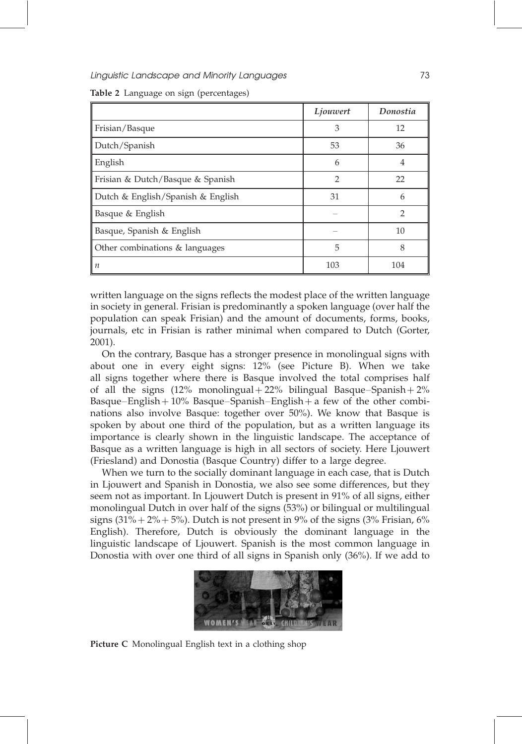**Table 2** Language on sign (percentages)

| | *Ljouwert* | *Donostia* |
|---|---|---|
| Frisian/Basque | 3 | 12 |
| Dutch/Spanish | 53 | 36 |
| English | 6 | 4 |
| Frisian & Dutch/Basque & Spanish | 2 | 22 |
| Dutch & English/Spanish & English | 31 | 6 |
| Basque & English | – | 2 |
| Basque, Spanish & English | – | 10 |
| Other combinations & languages | 5 | 8 |
| *n* | 103 | 104 |

written language on the signs reflects the modest place of the written language in society in general. Frisian is predominantly a spoken language (over half the population can speak Frisian) and the amount of documents, forms, books, journals, etc in Frisian is rather minimal when compared to Dutch (Gorter, 2001).

On the contrary, Basque has a stronger presence in monolingual signs with about one in every eight signs: 12% (see Picture B). When we take all signs together where there is Basque involved the total comprises half of all the signs (12% monolingual + 22% bilingual Basque–Spanish + 2% Basque–English + 10% Basque–Spanish–English + a few of the other combinations also involve Basque: together over 50%). We know that Basque is spoken by about one third of the population, but as a written language its importance is clearly shown in the linguistic landscape. The acceptance of Basque as a written language is high in all sectors of society. Here Ljouwert (Friesland) and Donostia (Basque Country) differ to a large degree.

When we turn to the socially dominant language in each case, that is Dutch in Ljouwert and Spanish in Donostia, we also see some differences, but they seem not as important. In Ljouwert Dutch is present in 91% of all signs, either monolingual Dutch in over half of the signs (53%) or bilingual or multilingual signs (31% + 2% + 5%). Dutch is not present in 9% of the signs (3% Frisian, 6% English). Therefore, Dutch is obviously the dominant language in the linguistic landscape of Ljouwert. Spanish is the most common language in Donostia with over one third of all signs in Spanish only (36%). If we add to

**Picture C** Monolingual English text in a clothing shop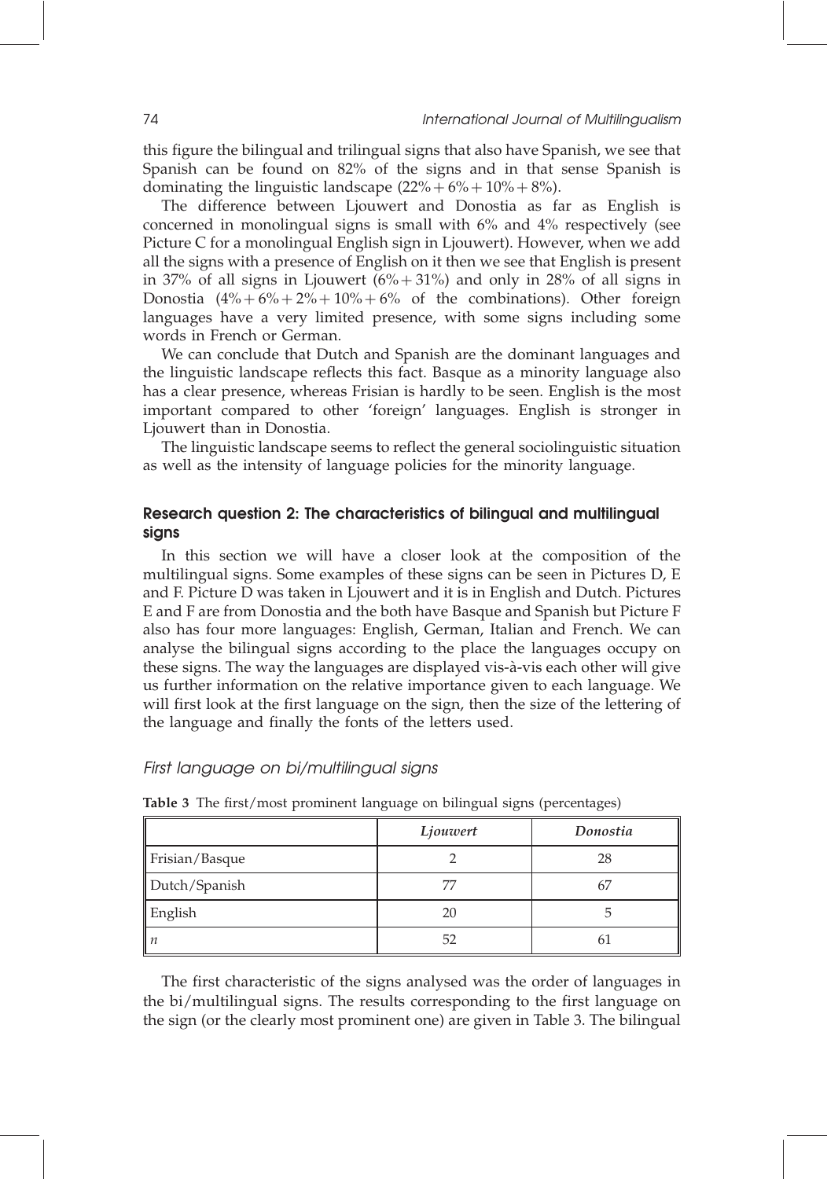this figure the bilingual and trilingual signs that also have Spanish, we see that Spanish can be found on 82% of the signs and in that sense Spanish is dominating the linguistic landscape (22% + 6% + 10% + 8%).

The difference between Ljouwert and Donostia as far as English is concerned in monolingual signs is small with 6% and 4% respectively (see Picture C for a monolingual English sign in Ljouwert). However, when we add all the signs with a presence of English on it then we see that English is present in 37% of all signs in Ljouwert (6% + 31%) and only in 28% of all signs in Donostia (4% + 6% + 2% + 10% + 6% of the combinations). Other foreign languages have a very limited presence, with some signs including some words in French or German.

We can conclude that Dutch and Spanish are the dominant languages and the linguistic landscape reflects this fact. Basque as a minority language also has a clear presence, whereas Frisian is hardly to be seen. English is the most important compared to other 'foreign' languages. English is stronger in Ljouwert than in Donostia.

The linguistic landscape seems to reflect the general sociolinguistic situation as well as the intensity of language policies for the minority language.

## Research question 2: The characteristics of bilingual and multilingual signs

In this section we will have a closer look at the composition of the multilingual signs. Some examples of these signs can be seen in Pictures D, E and F. Picture D was taken in Ljouwert and it is in English and Dutch. Pictures E and F are from Donostia and the both have Basque and Spanish but Picture F also has four more languages: English, German, Italian and French. We can analyse the bilingual signs according to the place the languages occupy on these signs. The way the languages are displayed vis-à-vis each other will give us further information on the relative importance given to each language. We will first look at the first language on the sign, then the size of the lettering of the language and finally the fonts of the letters used.

### *First language on bi/multilingual signs*

**Table 3** The first/most prominent language on bilingual signs (percentages)

| | *Ljouwert* | *Donostia* |
|---|---|---|
| Frisian/Basque | 2 | 28 |
| Dutch/Spanish | 77 | 67 |
| English | 20 | 5 |
| *n* | 52 | 61 |

The first characteristic of the signs analysed was the order of languages in the bi/multilingual signs. The results corresponding to the first language on the sign (or the clearly most prominent one) are given in Table 3. The bilingual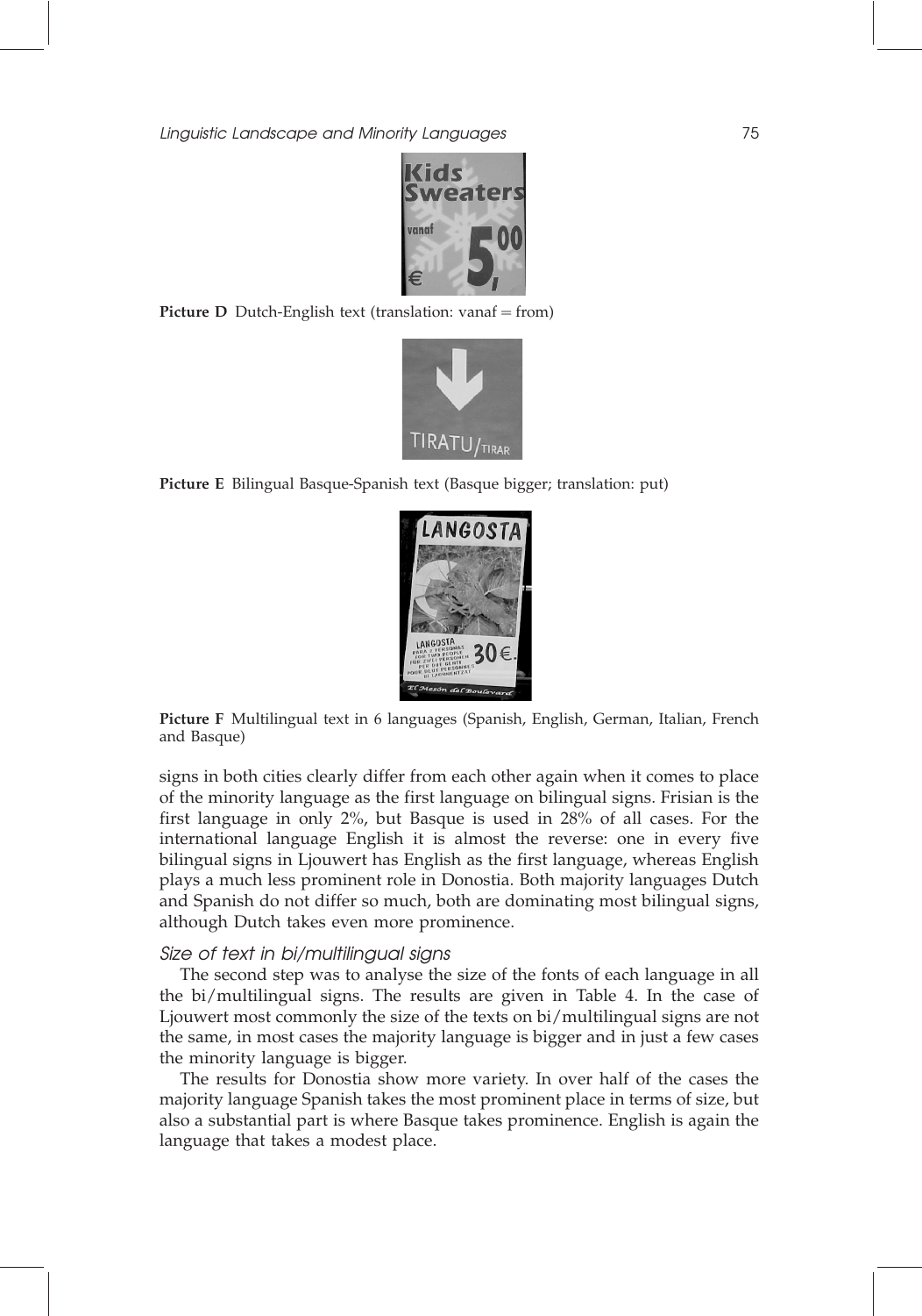**Picture D** Dutch-English text (translation: vanaf = from)

**Picture E** Bilingual Basque-Spanish text (Basque bigger; translation: put)

**Picture F** Multilingual text in 6 languages (Spanish, English, German, Italian, French and Basque)

signs in both cities clearly differ from each other again when it comes to place of the minority language as the first language on bilingual signs. Frisian is the first language in only 2%, but Basque is used in 28% of all cases. For the international language English it is almost the reverse: one in every five bilingual signs in Ljouwert has English as the first language, whereas English plays a much less prominent role in Donostia. Both majority languages Dutch and Spanish do not differ so much, both are dominating most bilingual signs, although Dutch takes even more prominence.

### *Size of text in bi/multilingual signs*

The second step was to analyse the size of the fonts of each language in all the bi/multilingual signs. The results are given in Table 4. In the case of Ljouwert most commonly the size of the texts on bi/multilingual signs are not the same, in most cases the majority language is bigger and in just a few cases the minority language is bigger.

The results for Donostia show more variety. In over half of the cases the majority language Spanish takes the most prominent place in terms of size, but also a substantial part is where Basque takes prominence. English is again the language that takes a modest place.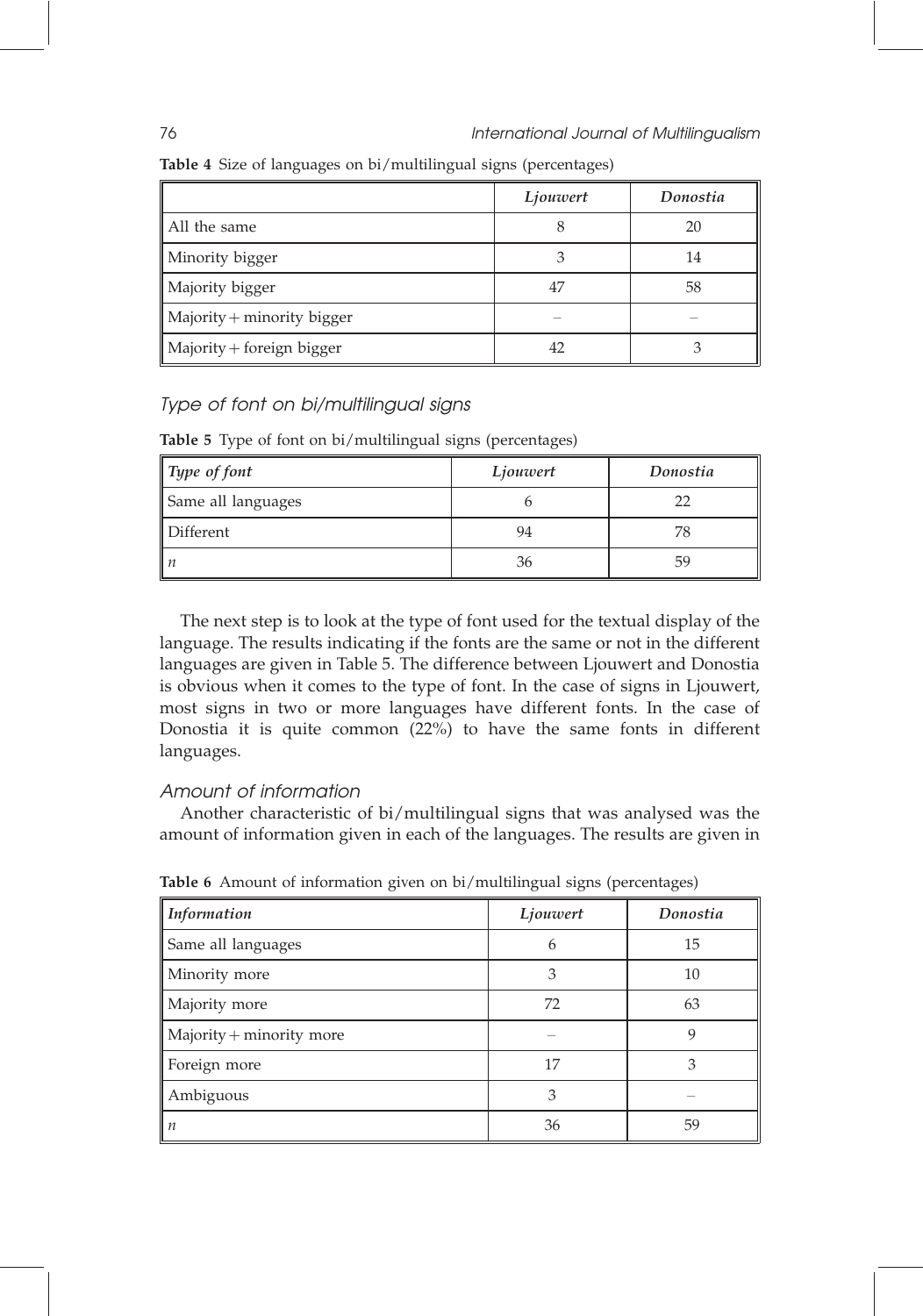**Table 4** Size of languages on bi/multilingual signs (percentages)

| | *Ljouwert* | *Donostia* |
|---|---|---|
| All the same | 8 | 20 |
| Minority bigger | 3 | 14 |
| Majority bigger | 47 | 58 |
| Majority + minority bigger | – | – |
| Majority + foreign bigger | 42 | 3 |

### *Type of font on bi/multilingual signs*

**Table 5** Type of font on bi/multilingual signs (percentages)

| *Type of font* | *Ljouwert* | *Donostia* |
|---|---|---|
| Same all languages | 6 | 22 |
| Different | 94 | 78 |
| *n* | 36 | 59 |

The next step is to look at the type of font used for the textual display of the language. The results indicating if the fonts are the same or not in the different languages are given in Table 5. The difference between Ljouwert and Donostia is obvious when it comes to the type of font. In the case of signs in Ljouwert, most signs in two or more languages have different fonts. In the case of Donostia it is quite common (22%) to have the same fonts in different languages.

### *Amount of information*

Another characteristic of bi/multilingual signs that was analysed was the amount of information given in each of the languages. The results are given in

**Table 6** Amount of information given on bi/multilingual signs (percentages)

| *Information* | *Ljouwert* | *Donostia* |
|---|---|---|
| Same all languages | 6 | 15 |
| Minority more | 3 | 10 |
| Majority more | 72 | 63 |
| Majority + minority more | – | 9 |
| Foreign more | 17 | 3 |
| Ambiguous | 3 | – |
| *n* | 36 | 59 |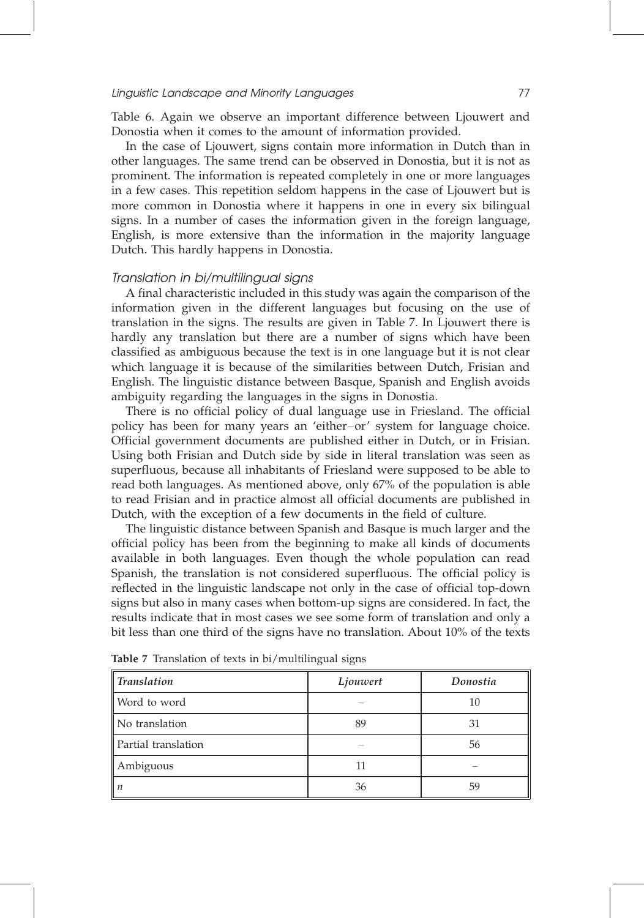Table 6. Again we observe an important difference between Ljouwert and Donostia when it comes to the amount of information provided.

In the case of Ljouwert, signs contain more information in Dutch than in other languages. The same trend can be observed in Donostia, but it is not as prominent. The information is repeated completely in one or more languages in a few cases. This repetition seldom happens in the case of Ljouwert but is more common in Donostia where it happens in one in every six bilingual signs. In a number of cases the information given in the foreign language, English, is more extensive than the information in the majority language Dutch. This hardly happens in Donostia.

### *Translation in bi/multilingual signs*

A final characteristic included in this study was again the comparison of the information given in the different languages but focusing on the use of translation in the signs. The results are given in Table 7. In Ljouwert there is hardly any translation but there are a number of signs which have been classified as ambiguous because the text is in one language but it is not clear which language it is because of the similarities between Dutch, Frisian and English. The linguistic distance between Basque, Spanish and English avoids ambiguity regarding the languages in the signs in Donostia.

There is no official policy of dual language use in Friesland. The official policy has been for many years an 'either–or' system for language choice. Official government documents are published either in Dutch, or in Frisian. Using both Frisian and Dutch side by side in literal translation was seen as superfluous, because all inhabitants of Friesland were supposed to be able to read both languages. As mentioned above, only 67% of the population is able to read Frisian and in practice almost all official documents are published in Dutch, with the exception of a few documents in the field of culture.

The linguistic distance between Spanish and Basque is much larger and the official policy has been from the beginning to make all kinds of documents available in both languages. Even though the whole population can read Spanish, the translation is not considered superfluous. The official policy is reflected in the linguistic landscape not only in the case of official top-down signs but also in many cases when bottom-up signs are considered. In fact, the results indicate that in most cases we see some form of translation and only a bit less than one third of the signs have no translation. About 10% of the texts

**Table 7** Translation of texts in bi/multilingual signs

| *Translation* | *Ljouwert* | *Donostia* |
|---|---|---|
| Word to word | – | 10 |
| No translation | 89 | 31 |
| Partial translation | – | 56 |
| Ambiguous | 11 | – |
| *n* | 36 | 59 |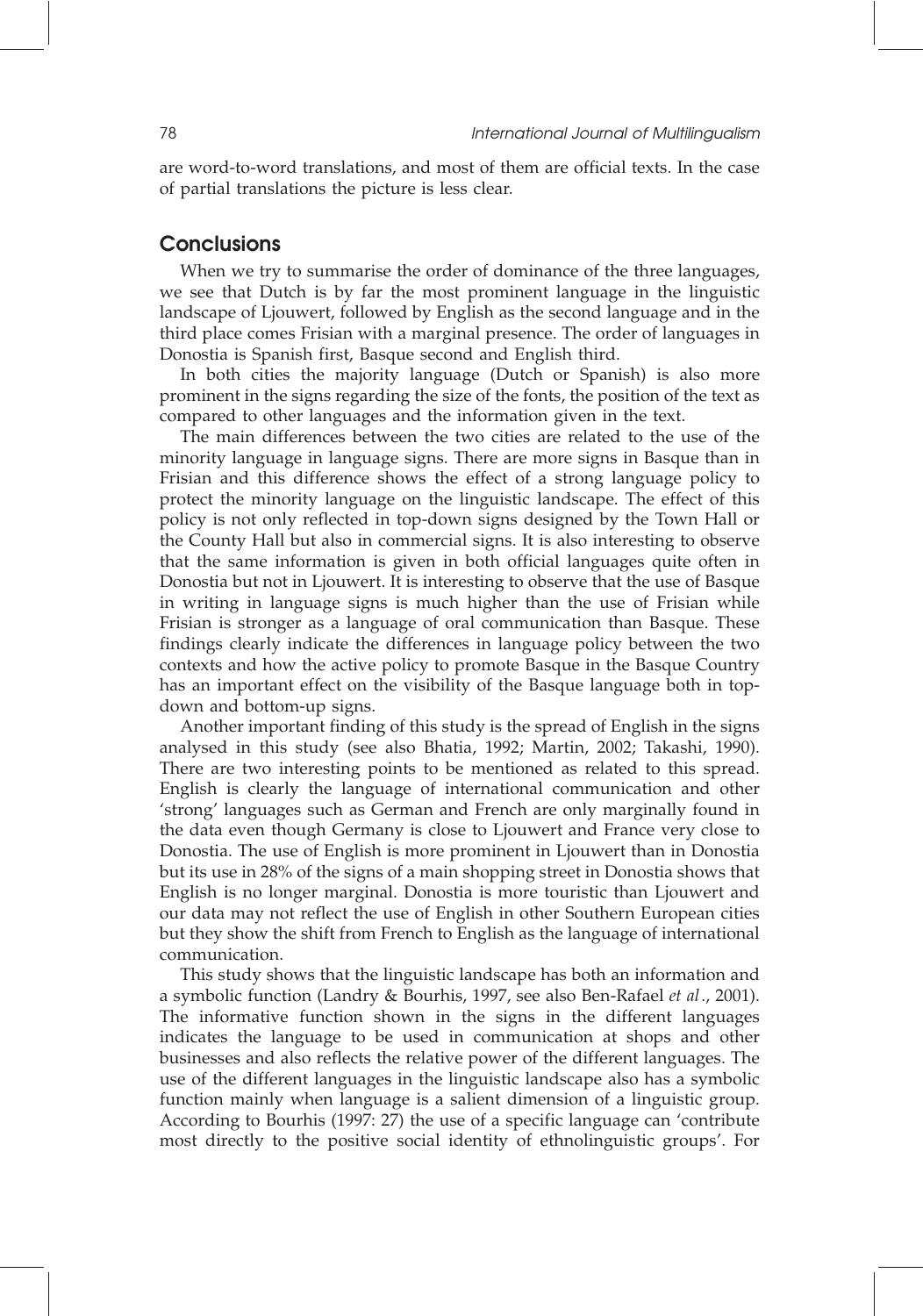are word-to-word translations, and most of them are official texts. In the case of partial translations the picture is less clear.

## Conclusions

When we try to summarise the order of dominance of the three languages, we see that Dutch is by far the most prominent language in the linguistic landscape of Ljouwert, followed by English as the second language and in the third place comes Frisian with a marginal presence. The order of languages in Donostia is Spanish first, Basque second and English third.

In both cities the majority language (Dutch or Spanish) is also more prominent in the signs regarding the size of the fonts, the position of the text as compared to other languages and the information given in the text.

The main differences between the two cities are related to the use of the minority language in language signs. There are more signs in Basque than in Frisian and this difference shows the effect of a strong language policy to protect the minority language on the linguistic landscape. The effect of this policy is not only reflected in top-down signs designed by the Town Hall or the County Hall but also in commercial signs. It is also interesting to observe that the same information is given in both official languages quite often in Donostia but not in Ljouwert. It is interesting to observe that the use of Basque in writing in language signs is much higher than the use of Frisian while Frisian is stronger as a language of oral communication than Basque. These findings clearly indicate the differences in language policy between the two contexts and how the active policy to promote Basque in the Basque Country has an important effect on the visibility of the Basque language both in top-down and bottom-up signs.

Another important finding of this study is the spread of English in the signs analysed in this study (see also Bhatia, 1992; Martin, 2002; Takashi, 1990). There are two interesting points to be mentioned as related to this spread. English is clearly the language of international communication and other 'strong' languages such as German and French are only marginally found in the data even though Germany is close to Ljouwert and France very close to Donostia. The use of English is more prominent in Ljouwert than in Donostia but its use in 28% of the signs of a main shopping street in Donostia shows that English is no longer marginal. Donostia is more touristic than Ljouwert and our data may not reflect the use of English in other Southern European cities but they show the shift from French to English as the language of international communication.

This study shows that the linguistic landscape has both an information and a symbolic function (Landry & Bourhis, 1997, see also Ben-Rafael *et al*., 2001). The informative function shown in the signs in the different languages indicates the language to be used in communication at shops and other businesses and also reflects the relative power of the different languages. The use of the different languages in the linguistic landscape also has a symbolic function mainly when language is a salient dimension of a linguistic group. According to Bourhis (1997: 27) the use of a specific language can 'contribute most directly to the positive social identity of ethnolinguistic groups'. For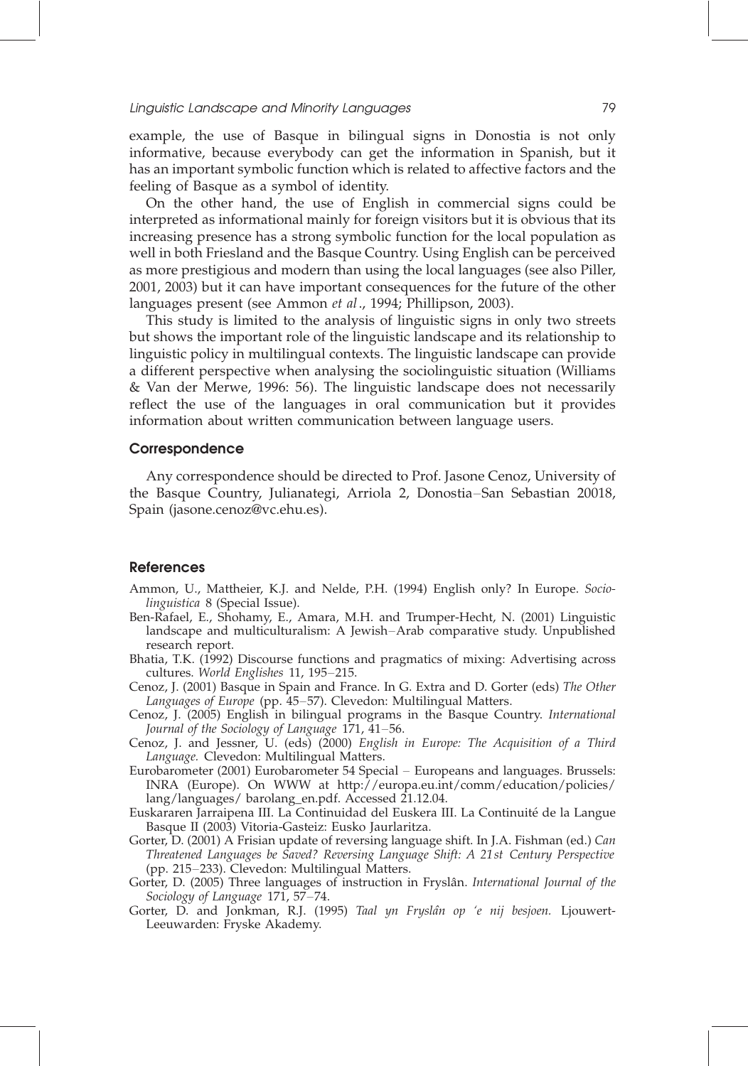example, the use of Basque in bilingual signs in Donostia is not only informative, because everybody can get the information in Spanish, but it has an important symbolic function which is related to affective factors and the feeling of Basque as a symbol of identity.

On the other hand, the use of English in commercial signs could be interpreted as informational mainly for foreign visitors but it is obvious that its increasing presence has a strong symbolic function for the local population as well in both Friesland and the Basque Country. Using English can be perceived as more prestigious and modern than using the local languages (see also Piller, 2001, 2003) but it can have important consequences for the future of the other languages present (see Ammon *et al*., 1994; Phillipson, 2003).

This study is limited to the analysis of linguistic signs in only two streets but shows the important role of the linguistic landscape and its relationship to linguistic policy in multilingual contexts. The linguistic landscape can provide a different perspective when analysing the sociolinguistic situation (Williams & Van der Merwe, 1996: 56). The linguistic landscape does not necessarily reflect the use of the languages in oral communication but it provides information about written communication between language users.

## Correspondence

Any correspondence should be directed to Prof. Jasone Cenoz, University of the Basque Country, Julianategi, Arriola 2, Donostia–San Sebastian 20018, Spain (jasone.cenoz@vc.ehu.es).

## References

Ammon, U., Mattheier, K.J. and Nelde, P.H. (1994) English only? In Europe. *Sociolinguistica* 8 (Special Issue).

Ben-Rafael, E., Shohamy, E., Amara, M.H. and Trumper-Hecht, N. (2001) Linguistic landscape and multiculturalism: A Jewish–Arab comparative study. Unpublished research report.

Bhatia, T.K. (1992) Discourse functions and pragmatics of mixing: Advertising across cultures. *World Englishes* 11, 195–215.

Cenoz, J. (2001) Basque in Spain and France. In G. Extra and D. Gorter (eds) *The Other Languages of Europe* (pp. 45–57). Clevedon: Multilingual Matters.

Cenoz, J. (2005) English in bilingual programs in the Basque Country. *International Journal of the Sociology of Language* 171, 41–56.

Cenoz, J. and Jessner, U. (eds) (2000) *English in Europe: The Acquisition of a Third Language.* Clevedon: Multilingual Matters.

Eurobarometer (2001) Eurobarometer 54 Special – Europeans and languages. Brussels: INRA (Europe). On WWW at http://europa.eu.int/comm/education/policies/lang/languages/ barolang_en.pdf. Accessed 21.12.04.

Euskararen Jarraipena III. La Continuidad del Euskera III. La Continuité de la Langue Basque II (2003) Vitoria-Gasteiz: Eusko Jaurlaritza.

Gorter, D. (2001) A Frisian update of reversing language shift. In J.A. Fishman (ed.) *Can Threatened Languages be Saved? Reversing Language Shift: A 21st Century Perspective* (pp. 215–233). Clevedon: Multilingual Matters.

Gorter, D. (2005) Three languages of instruction in Fryslân. *International Journal of the Sociology of Language* 171, 57–74.

Gorter, D. and Jonkman, R.J. (1995) *Taal yn Fryslân op 'e nij besjoen.* Ljouwert-Leeuwarden: Fryske Akademy.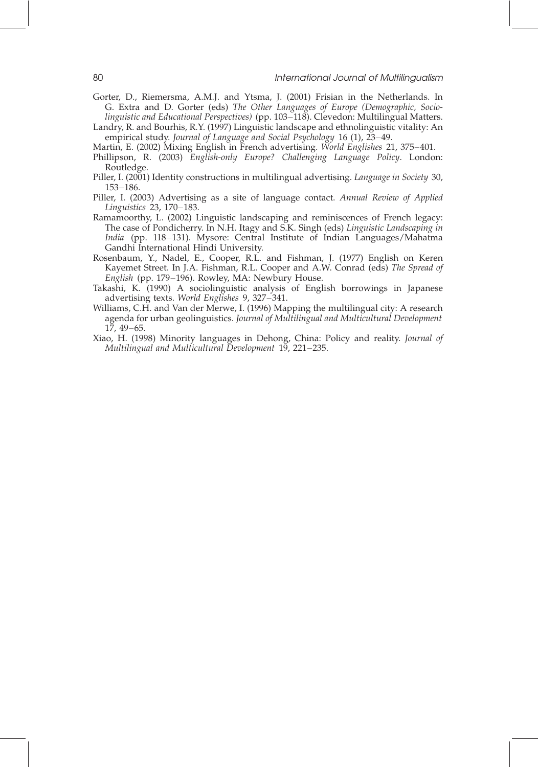Gorter, D., Riemersma, A.M.J. and Ytsma, J. (2001) Frisian in the Netherlands. In G. Extra and D. Gorter (eds) *The Other Languages of Europe (Demographic, Sociolinguistic and Educational Perspectives)* (pp. 103–118). Clevedon: Multilingual Matters.

Landry, R. and Bourhis, R.Y. (1997) Linguistic landscape and ethnolinguistic vitality: An empirical study. *Journal of Language and Social Psychology* 16 (1), 23–49.

Martin, E. (2002) Mixing English in French advertising. *World Englishes* 21, 375–401.

Phillipson, R. (2003) *English-only Europe? Challenging Language Policy*. London: Routledge.

Piller, I. (2001) Identity constructions in multilingual advertising. *Language in Society* 30, 153–186.

Piller, I. (2003) Advertising as a site of language contact. *Annual Review of Applied Linguistics* 23, 170–183.

Ramamoorthy, L. (2002) Linguistic landscaping and reminiscences of French legacy: The case of Pondicherry. In N.H. Itagy and S.K. Singh (eds) *Linguistic Landscaping in India* (pp. 118–131). Mysore: Central Institute of Indian Languages/Mahatma Gandhi International Hindi University.

Rosenbaum, Y., Nadel, E., Cooper, R.L. and Fishman, J. (1977) English on Keren Kayemet Street. In J.A. Fishman, R.L. Cooper and A.W. Conrad (eds) *The Spread of English* (pp. 179–196). Rowley, MA: Newbury House.

Takashi, K. (1990) A sociolinguistic analysis of English borrowings in Japanese advertising texts. *World Englishes* 9, 327–341.

Williams, C.H. and Van der Merwe, I. (1996) Mapping the multilingual city: A research agenda for urban geolinguistics. *Journal of Multilingual and Multicultural Development* 17, 49–65.

Xiao, H. (1998) Minority languages in Dehong, China: Policy and reality. *Journal of Multilingual and Multicultural Development* 19, 221–235.